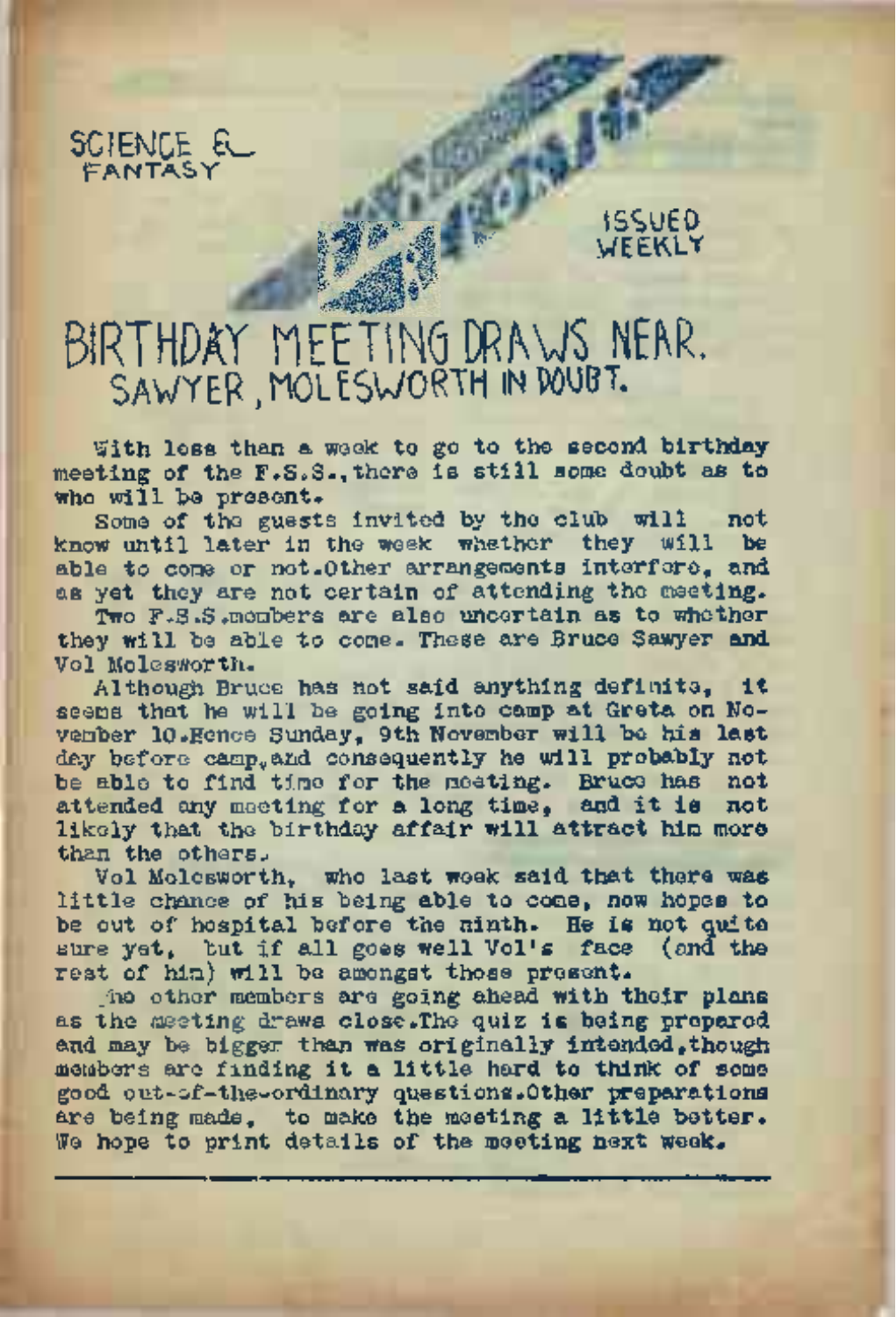SCIENCE & FANTASY

ISSUED WEEKLY

# BIRTHDAY MEETING DRAWS NEAR.
## SAWYER, MOLESWORTH IN DOUBT.

With less than a week to go to the second birthday meeting of the F.S.S., there is still some doubt as to who will be present.

Some of the guests invited by the club will not know until later in the week whether they will be able to come or not. Other arrangements interfere, and as yet they are not certain of attending the meeting.

Two F.S.S. members are also uncertain as to whether they will be able to come. These are Bruce Sawyer and Vol Molesworth.

Although Bruce has not said anything definite, it seems that he will be going into camp at Greta on November 10. Hence Sunday, 9th November will be his last day before camp, and consequently he will probably not be able to find time for the meeting. Bruce has not attended any meeting for a long time, and it is not likely that the birthday affair will attract him more than the others.

Vol Molesworth, who last week said that there was little chance of his being able to come, now hopes to be out of hospital before the ninth. He is not quite sure yet, but if all goes well Vol's face (and the rest of him) will be amongst those present.

The other members are going ahead with their plans as the meeting draws close. The quiz is being prepared and may be bigger than was originally intended, though members are finding it a little hard to think of some good out-of-the-ordinary questions. Other preparations are being made, to make the meeting a little better. We hope to print details of the meeting next week.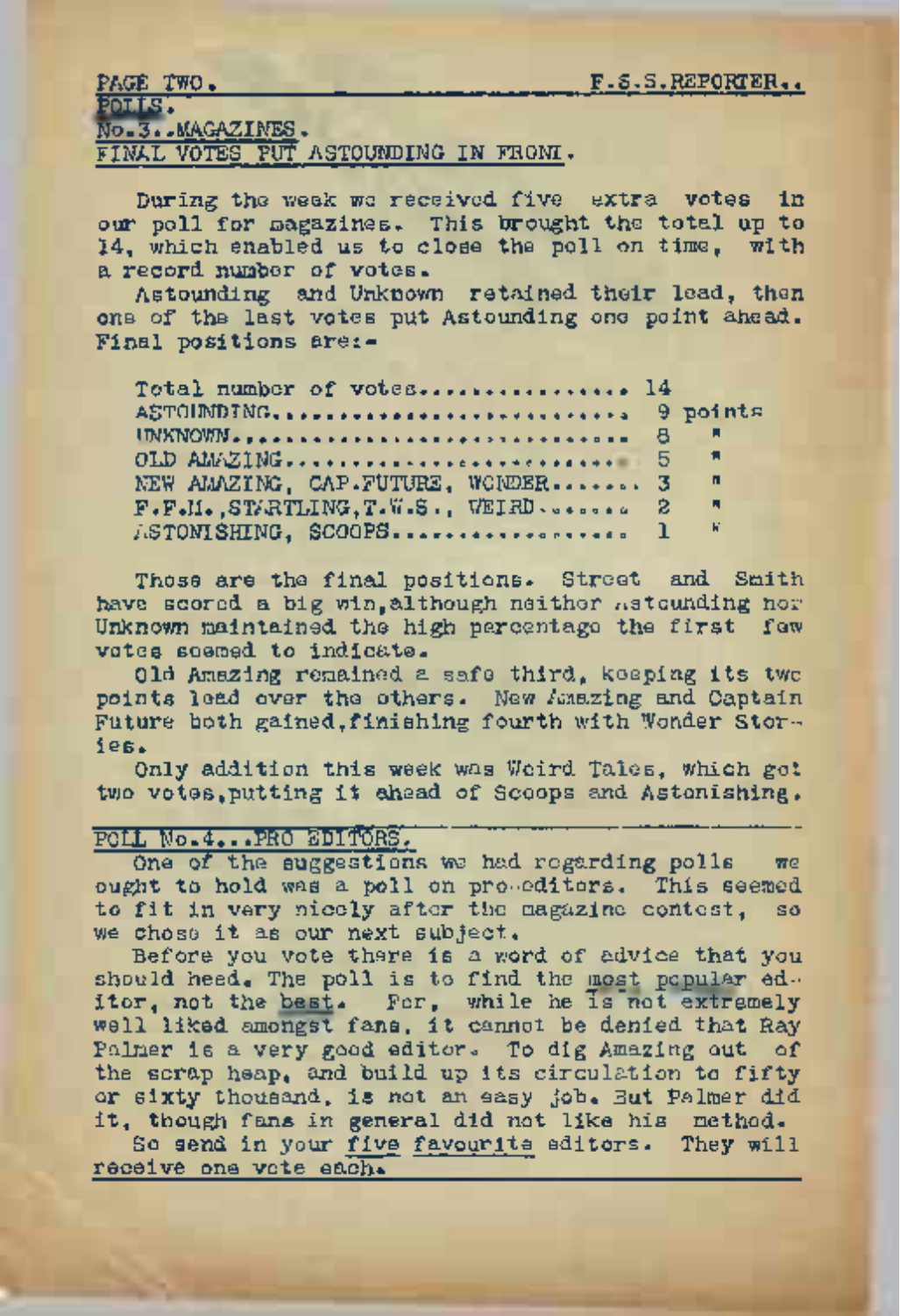## POLLS.

### No.3..MAGAZINES.

### FINAL VOTES PUT ASTOUNDING IN FRONT.

During the week we received five extra votes in our poll for magazines. This brought the total up to 14, which enabled us to close the poll on time, with a record number of votes.

Astounding and Unknown retained their lead, then one of the last votes put Astounding one point ahead. Final positions are:-

| | |
|---|---|
| Total number of votes | 14 |
| ASTOUNDING | 9 points |
| UNKNOWN | 8 " |
| OLD AMAZING | 5 " |
| NEW AMAZING, CAP.FUTURE, WONDER | 3 " |
| F.F.M.,STARTLING,T.W.S., WEIRD | 2 " |
| ASTONISHING, SCOOPS | 1 " |

Those are the final positions. Street and Smith have scored a big win, although neither Astounding nor Unknown maintained the high percentage the first few votes seemed to indicate.

Old Amazing remained a safe third, keeping its two points lead over the others. New Amazing and Captain Future both gained, finishing fourth with Wonder Stories.

Only addition this week was Weird Tales, which got two votes, putting it ahead of Scoops and Astonishing.

### POLL No.4...PRO EDITORS.

One of the suggestions we had regarding polls we ought to hold was a poll on pro-editors. This seemed to fit in very nicely after the magazine contest, so we chose it as our next subject.

Before you vote there is a word of advice that you should heed. The poll is to find the most popular editor, not the best. For, while he is not extremely well liked amongst fans, it cannot be denied that Ray Palmer is a very good editor. To dig Amazing out of the scrap heap, and build up its circulation to fifty or sixty thousand, is not an easy job. But Palmer did it, though fans in general did not like his method.

So send in your five favourite editors. They will receive one vote each.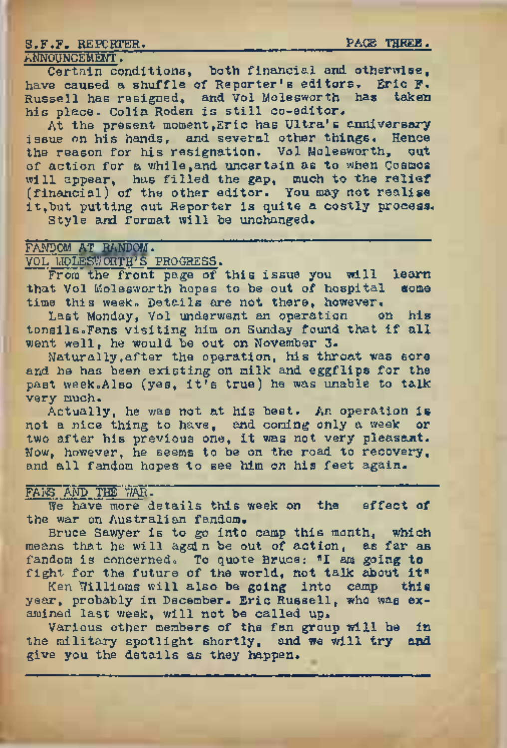## ANNOUNCEMENT.

Certain conditions, both financial and otherwise, have caused a shuffle of Reporter's editors. Eric F. Russell has resigned, and Vol Molesworth has taken his place. Colin Roden is still co-editor.

At the present moment, Eric has Ultra's anniversary issue on his hands, and several other things. Hence the reason for his resignation. Vol Molesworth, out of action for a while, and uncertain as to when Cosmos will appear, has filled the gap, much to the relief (financial) of the other editor. You may not realise it, but putting out Reporter is quite a costly process.

Style and format will be unchanged.

---

## FANDOM AT RANDOM.

### VOL MOLESWORTH'S PROGRESS.

From the front page of this issue you will learn that Vol Molesworth hopes to be out of hospital some time this week. Details are not there, however.

Last Monday, Vol underwent an operation on his tonsils. Fans visiting him on Sunday found that if all went well, he would be out on November 3.

Naturally, after the operation, his throat was sore and he has been existing on milk and eggflips for the past week. Also (yes, it's true) he was unable to talk very much.

Actually, he was not at his best. An operation is not a nice thing to have, and coming only a week or two after his previous one, it was not very pleasant. Now, however, he seems to be on the road to recovery, and all fandom hopes to see him on his feet again.

---

### FANS AND THE WAR.

We have more details this week on the effect of the war on Australian fandom.

Bruce Sawyer is to go into camp this month, which means that he will again be out of action, as far as fandom is concerned. To quote Bruce: "I am going to fight for the future of the world, not talk about it"

Ken Williams will also be going into camp this year, probably in December. Eric Russell, who was examined last week, will not be called up.

Various other members of the fan group will be in the military spotlight shortly, and we will try and give you the details as they happen.

---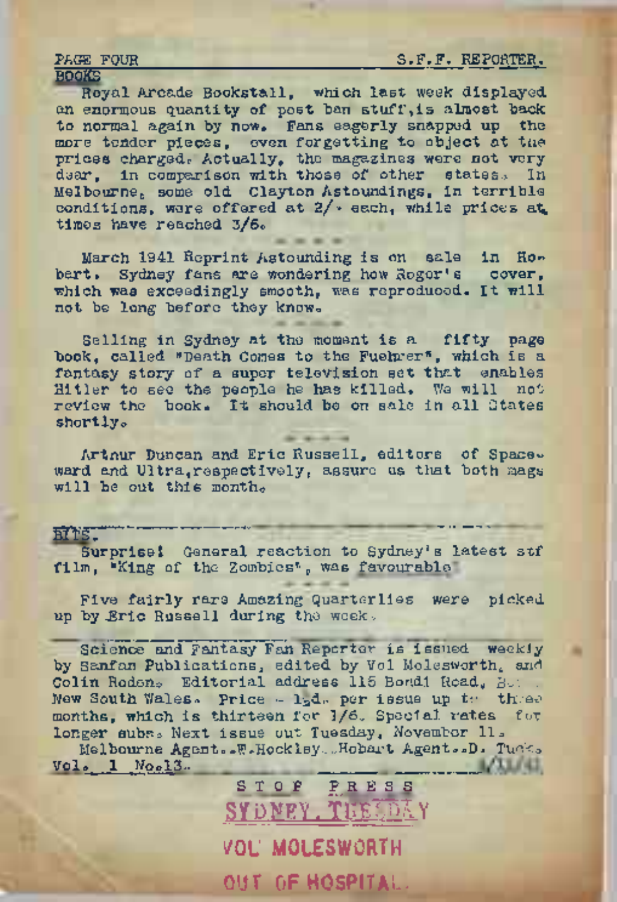## BOOKS

Royal Arcade Bookstall, which last week displayed an enormous quantity of post ban stuff, is almost back to normal again by now. Fans eagerly snapped up the more tender pieces, even forgetting to object at the prices charged. Actually, the magazines were not very dear, in comparison with those of other states. In Melbourne, some old Clayton Astoundings, in terrible conditions, were offered at 2/- each, while prices at times have reached 3/6.

- - - -

March 1941 Reprint Astounding is on sale in Hobert. Sydney fans are wondering how Rogor's cover, which was exceedingly smooth, was reproduced. It will not be long before they know.

- - - -

Selling in Sydney at the moment is a fifty page book, called "Death Comes to the Fuehrer", which is a fantasy story of a super television set that enables Hitler to see the people he has killed. We will not review the book. It should be on sale in all States shortly.

- - - -

Arthur Duncan and Eric Russell, editors of Spaceward and Ultra, respectively, assure us that both mags will be out this month.

## BITS.

Surprise! General reaction to Sydney's latest stf film, "King of the Zombies", was favourable

- - - -

Five fairly rare Amazing Quarterlies were picked up by Eric Russell during the week.

---

Science and Fantasy Fan Reporter is issued weekly by Sanfan Publications, edited by Vol Molesworth, and Colin Roden. Editorial address 115 Bondi Road, Bo... New South Wales. Price - 1½d. per issue up to three months, which is thirteen for 1/6. Special rates for longer subs. Next issue out Tuesday, November 11.

Melbourne Agent..W.Hockley...Hobart Agent..D. Tuck.

Vol. 1 No.13. 4/11/41.

STOP PRESS

SYDNEY, TUESDAY

VOL MOLESWORTH

OUT OF HOSPITAL.